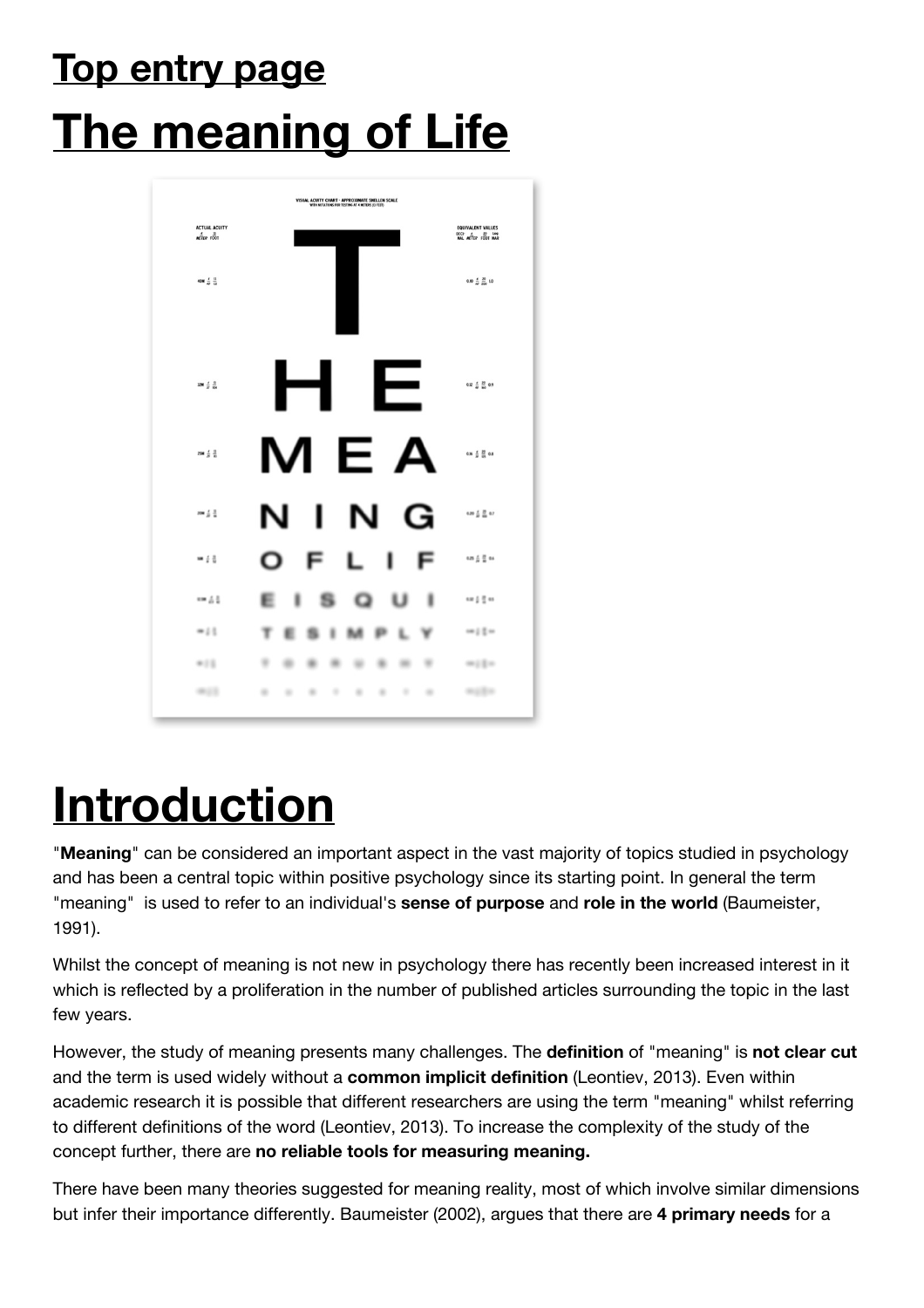# Top entry page

# The meaning of Life

# Introduction

"**Meaning**" can be considered an important aspect in the vast majority of topics studied in psychology and has been a central topic within positive psychology since its starting point. In general the term "meaning" is used to refer to an individual's **sense of purpose** and **role in the world** (Baumeister, 1991).

Whilst the concept of meaning is not new in psychology there has recently been increased interest in it which is reflected by a proliferation in the number of published articles surrounding the topic in the last few years.

However, the study of meaning presents many challenges. The **definition** of "meaning" is **not clear cut** and the term is used widely without a **common implicit definition** (Leontiev, 2013). Even within academic research it is possible that different researchers are using the term "meaning" whilst referring to different definitions of the word (Leontiev, 2013). To increase the complexity of the study of the concept further, there are **no reliable tools for measuring meaning.**

There have been many theories suggested for meaning reality, most of which involve similar dimensions but infer their importance differently. Baumeister (2002), argues that there are **4 primary needs** for a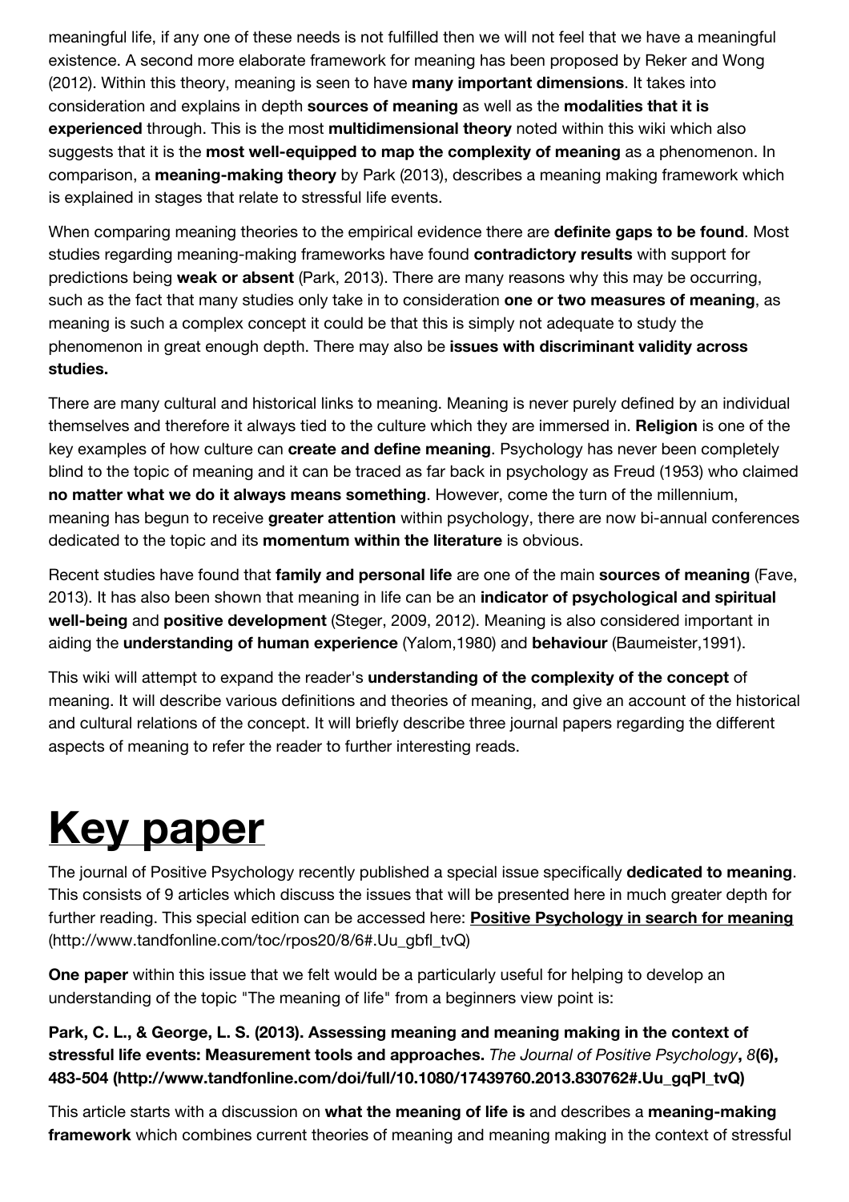meaningful life, if any one of these needs is not fulfilled then we will not feel that we have a meaningful existence. A second more elaborate framework for meaning has been proposed by Reker and Wong (2012). Within this theory, meaning is seen to have **many important dimensions**. It takes into consideration and explains in depth **sources of meaning** as well as the **modalities that it is experienced** through. This is the most **multidimensional theory** noted within this wiki which also suggests that it is the **most well-equipped to map the complexity of meaning** as a phenomenon. In comparison, a **meaning-making theory** by Park (2013), describes a meaning making framework which is explained in stages that relate to stressful life events.

When comparing meaning theories to the empirical evidence there are **definite gaps to be found**. Most studies regarding meaning-making frameworks have found **contradictory results** with support for predictions being **weak or absent** (Park, 2013). There are many reasons why this may be occurring, such as the fact that many studies only take in to consideration **one or two measures of meaning**, as meaning is such a complex concept it could be that this is simply not adequate to study the phenomenon in great enough depth. There may also be **issues with discriminant validity across studies.**

There are many cultural and historical links to meaning. Meaning is never purely defined by an individual themselves and therefore it always tied to the culture which they are immersed in. **Religion** is one of the key examples of how culture can **create and define meaning**. Psychology has never been completely blind to the topic of meaning and it can be traced as far back in psychology as Freud (1953) who claimed **no matter what we do it always means something**. However, come the turn of the millennium, meaning has begun to receive **greater attention** within psychology, there are now bi-annual conferences dedicated to the topic and its **momentum within the literature** is obvious.

Recent studies have found that **family and personal life** are one of the main **sources of meaning** (Fave, 2013). It has also been shown that meaning in life can be an **indicator of psychological and spiritual well-being** and **positive development** (Steger, 2009, 2012). Meaning is also considered important in aiding the **understanding of human experience** (Yalom,1980) and **behaviour** (Baumeister,1991).

This wiki will attempt to expand the reader's **understanding of the complexity of the concept** of meaning. It will describe various definitions and theories of meaning, and give an account of the historical and cultural relations of the concept. It will briefly describe three journal papers regarding the different aspects of meaning to refer the reader to further interesting reads.

# Key paper

The journal of Positive Psychology recently published a special issue specifically **dedicated to meaning**. This consists of 9 articles which discuss the issues that will be presented here in much greater depth for further reading. This special edition can be accessed here: **Positive Psychology in search for meaning** (http://www.tandfonline.com/toc/rpos20/8/6#.Uu_gbfl_tvQ)

**One paper** within this issue that we felt would be a particularly useful for helping to develop an understanding of the topic "The meaning of life" from a beginners view point is:

**Park, C. L., & George, L. S. (2013). Assessing meaning and meaning making in the context of stressful life events: Measurement tools and approaches.** *The Journal of Positive Psychology*, *8***(6), 483-504 (http://www.tandfonline.com/doi/full/10.1080/17439760.2013.830762#.Uu_gqPl_tvQ)**

This article starts with a discussion on **what the meaning of life is** and describes a **meaning-making framework** which combines current theories of meaning and meaning making in the context of stressful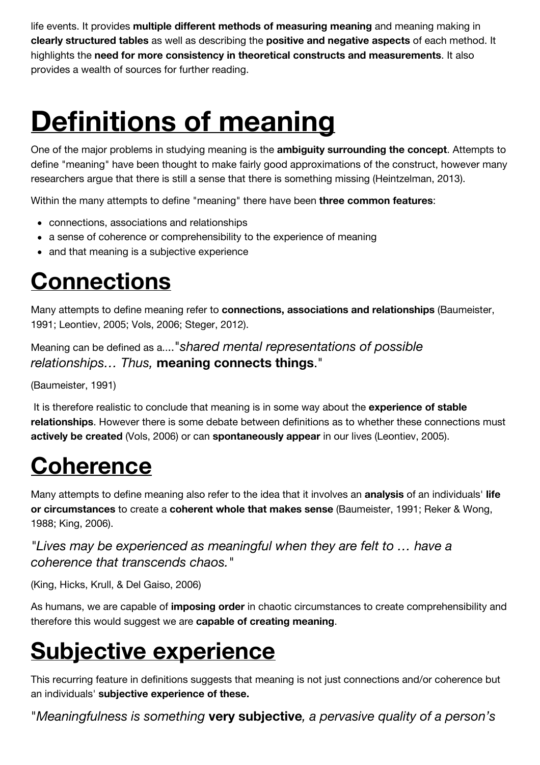life events. It provides **multiple different methods of measuring meaning** and meaning making in **clearly structured tables** as well as describing the **positive and negative aspects** of each method. It highlights the **need for more consistency in theoretical constructs and measurements**. It also provides a wealth of sources for further reading.

# Definitions of meaning

One of the major problems in studying meaning is the **ambiguity surrounding the concept**. Attempts to define "meaning" have been thought to make fairly good approximations of the construct, however many researchers argue that there is still a sense that there is something missing (Heintzelman, 2013).

Within the many attempts to define "meaning" there have been **three common features**:

- connections, associations and relationships
- a sense of coherence or comprehensibility to the experience of meaning
- and that meaning is a subjective experience

## Connections

Many attempts to define meaning refer to **connections, associations and relationships** (Baumeister, 1991; Leontiev, 2005; Vols, 2006; Steger, 2012).

Meaning can be defined as a...."*shared mental representations of possible relationships… Thus,* **meaning connects things**."

(Baumeister, 1991)

It is therefore realistic to conclude that meaning is in some way about the **experience of stable relationships**. However there is some debate between definitions as to whether these connections must **actively be created** (Vols, 2006) or can **spontaneously appear** in our lives (Leontiev, 2005).

## Coherence

Many attempts to define meaning also refer to the idea that it involves an **analysis** of an individuals' **life or circumstances** to create a **coherent whole that makes sense** (Baumeister, 1991; Reker & Wong, 1988; King, 2006).

*"Lives may be experienced as meaningful when they are felt to … have a coherence that transcends chaos."*

(King, Hicks, Krull, & Del Gaiso, 2006)

As humans, we are capable of **imposing order** in chaotic circumstances to create comprehensibility and therefore this would suggest we are **capable of creating meaning**.

## Subjective experience

This recurring feature in definitions suggests that meaning is not just connections and/or coherence but an individuals' **subjective experience of these.**

"*Meaningfulness is something* **very subjective***, a pervasive quality of a person's*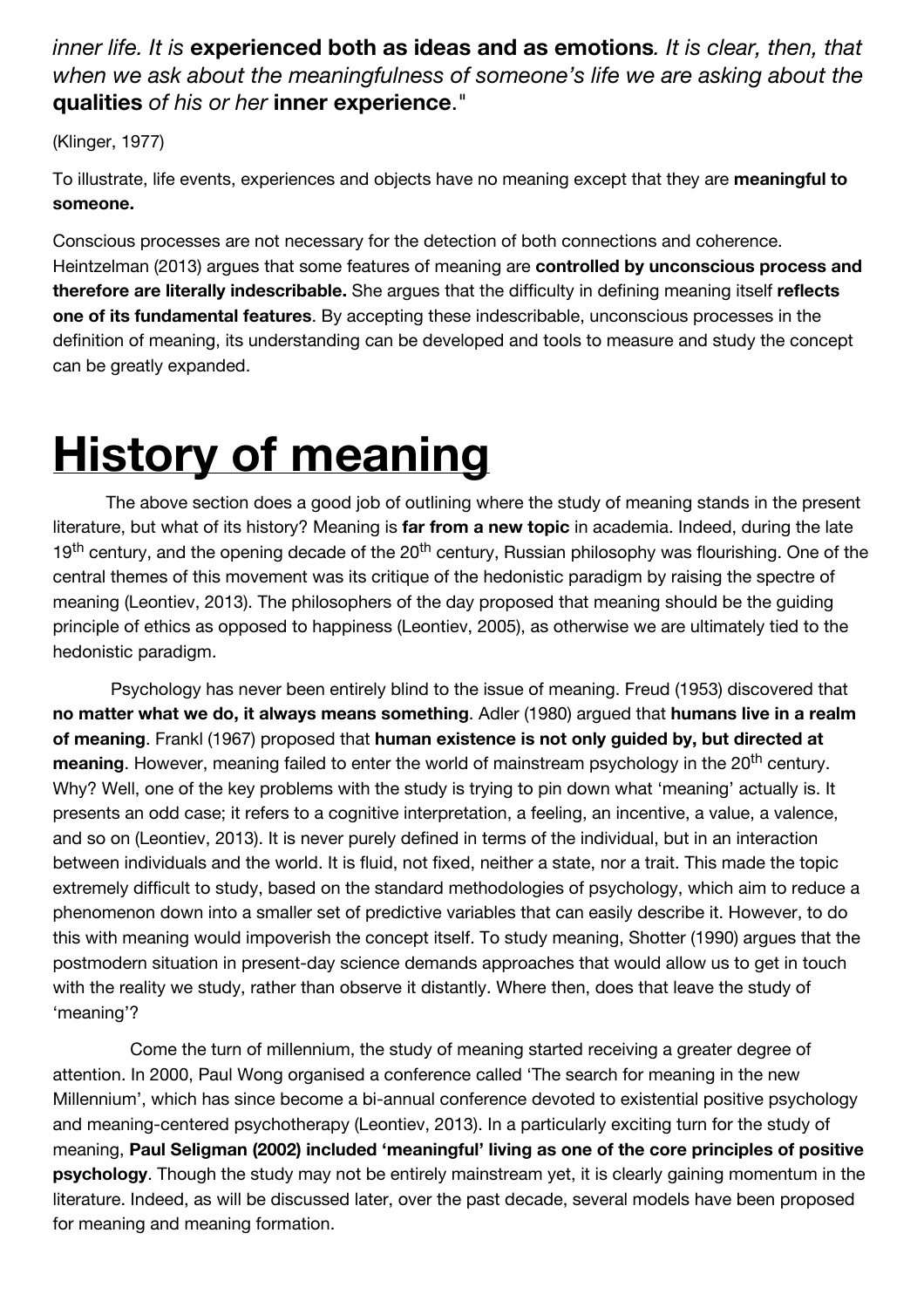*inner life. It is* **experienced both as ideas and as emotions***. It is clear, then, that when we ask about the meaningfulness of someone's life we are asking about the* **qualities** *of his or her* **inner experience***."

(Klinger, 1977)

To illustrate, life events, experiences and objects have no meaning except that they are **meaningful to someone.**

Conscious processes are not necessary for the detection of both connections and coherence. Heintzelman (2013) argues that some features of meaning are **controlled by unconscious process and therefore are literally indescribable.** She argues that the difficulty in defining meaning itself **reflects one of its fundamental features**. By accepting these indescribable, unconscious processes in the definition of meaning, its understanding can be developed and tools to measure and study the concept can be greatly expanded.

# History of meaning

The above section does a good job of outlining where the study of meaning stands in the present literature, but what of its history? Meaning is **far from a new topic** in academia. Indeed, during the late 19th century, and the opening decade of the 20th century, Russian philosophy was flourishing. One of the central themes of this movement was its critique of the hedonistic paradigm by raising the spectre of meaning (Leontiev, 2013). The philosophers of the day proposed that meaning should be the guiding principle of ethics as opposed to happiness (Leontiev, 2005), as otherwise we are ultimately tied to the hedonistic paradigm.

Psychology has never been entirely blind to the issue of meaning. Freud (1953) discovered that **no matter what we do, it always means something**. Adler (1980) argued that **humans live in a realm of meaning**. Frankl (1967) proposed that **human existence is not only guided by, but directed at meaning**. However, meaning failed to enter the world of mainstream psychology in the 20th century. Why? Well, one of the key problems with the study is trying to pin down what 'meaning' actually is. It presents an odd case; it refers to a cognitive interpretation, a feeling, an incentive, a value, a valence, and so on (Leontiev, 2013). It is never purely defined in terms of the individual, but in an interaction between individuals and the world. It is fluid, not fixed, neither a state, nor a trait. This made the topic extremely difficult to study, based on the standard methodologies of psychology, which aim to reduce a phenomenon down into a smaller set of predictive variables that can easily describe it. However, to do this with meaning would impoverish the concept itself. To study meaning, Shotter (1990) argues that the postmodern situation in present-day science demands approaches that would allow us to get in touch with the reality we study, rather than observe it distantly. Where then, does that leave the study of 'meaning'?

Come the turn of millennium, the study of meaning started receiving a greater degree of attention. In 2000, Paul Wong organised a conference called 'The search for meaning in the new Millennium', which has since become a bi-annual conference devoted to existential positive psychology and meaning-centered psychotherapy (Leontiev, 2013). In a particularly exciting turn for the study of meaning, **Paul Seligman (2002) included 'meaningful' living as one of the core principles of positive psychology**. Though the study may not be entirely mainstream yet, it is clearly gaining momentum in the literature. Indeed, as will be discussed later, over the past decade, several models have been proposed for meaning and meaning formation.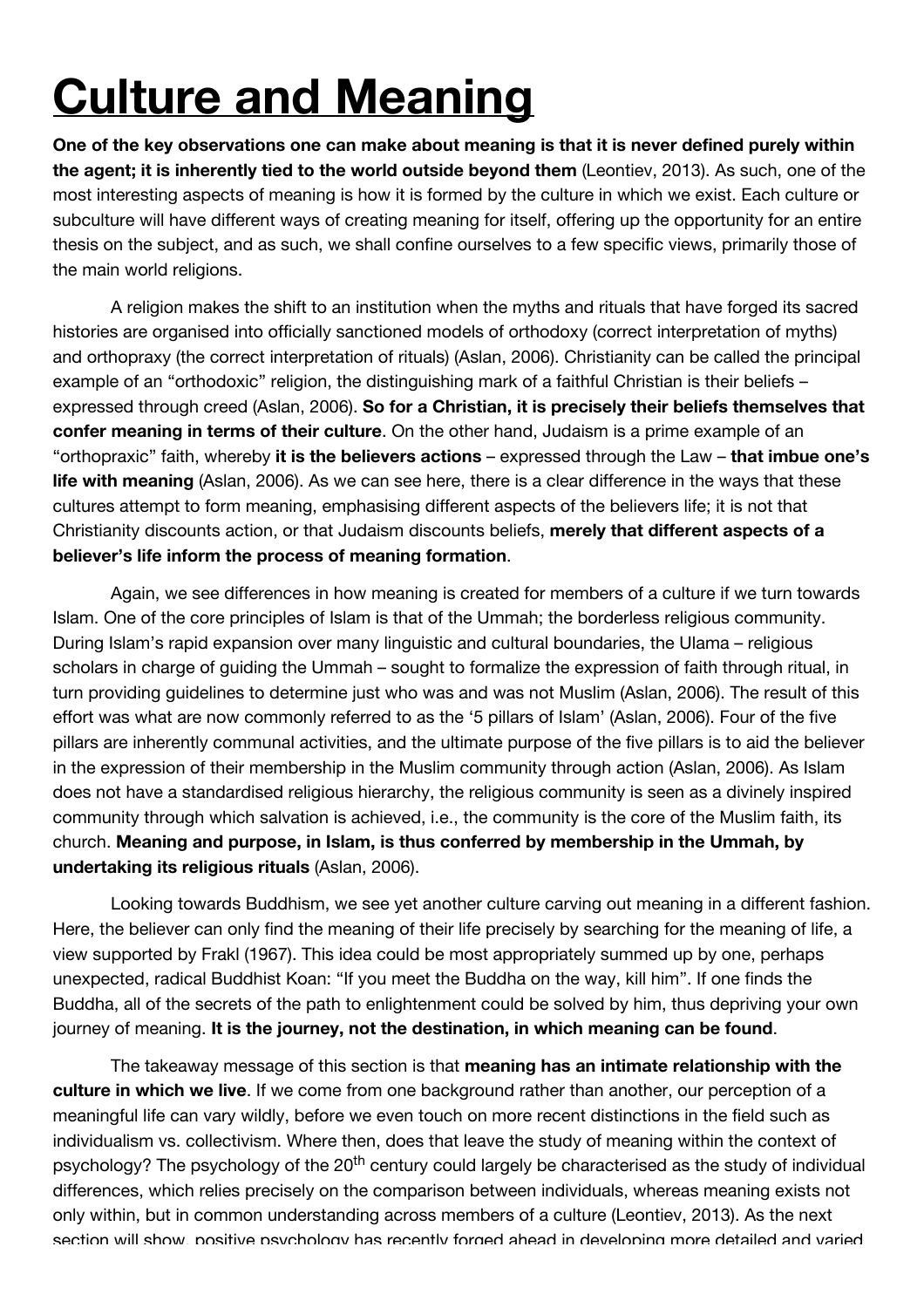# Culture and Meaning

**One of the key observations one can make about meaning is that it is never defined purely within the agent; it is inherently tied to the world outside beyond them** (Leontiev, 2013). As such, one of the most interesting aspects of meaning is how it is formed by the culture in which we exist. Each culture or subculture will have different ways of creating meaning for itself, offering up the opportunity for an entire thesis on the subject, and as such, we shall confine ourselves to a few specific views, primarily those of the main world religions.

A religion makes the shift to an institution when the myths and rituals that have forged its sacred histories are organised into officially sanctioned models of orthodoxy (correct interpretation of myths) and orthopraxy (the correct interpretation of rituals) (Aslan, 2006). Christianity can be called the principal example of an "orthodoxic" religion, the distinguishing mark of a faithful Christian is their beliefs – expressed through creed (Aslan, 2006). **So for a Christian, it is precisely their beliefs themselves that confer meaning in terms of their culture**. On the other hand, Judaism is a prime example of an "orthopraxic" faith, whereby **it is the believers actions** – expressed through the Law – **that imbue one's life with meaning** (Aslan, 2006). As we can see here, there is a clear difference in the ways that these cultures attempt to form meaning, emphasising different aspects of the believers life; it is not that Christianity discounts action, or that Judaism discounts beliefs, **merely that different aspects of a believer's life inform the process of meaning formation**.

Again, we see differences in how meaning is created for members of a culture if we turn towards Islam. One of the core principles of Islam is that of the Ummah; the borderless religious community. During Islam's rapid expansion over many linguistic and cultural boundaries, the Ulama – religious scholars in charge of guiding the Ummah – sought to formalize the expression of faith through ritual, in turn providing guidelines to determine just who was and was not Muslim (Aslan, 2006). The result of this effort was what are now commonly referred to as the '5 pillars of Islam' (Aslan, 2006). Four of the five pillars are inherently communal activities, and the ultimate purpose of the five pillars is to aid the believer in the expression of their membership in the Muslim community through action (Aslan, 2006). As Islam does not have a standardised religious hierarchy, the religious community is seen as a divinely inspired community through which salvation is achieved, i.e., the community is the core of the Muslim faith, its church. **Meaning and purpose, in Islam, is thus conferred by membership in the Ummah, by undertaking its religious rituals** (Aslan, 2006).

Looking towards Buddhism, we see yet another culture carving out meaning in a different fashion. Here, the believer can only find the meaning of their life precisely by searching for the meaning of life, a view supported by Frakl (1967). This idea could be most appropriately summed up by one, perhaps unexpected, radical Buddhist Koan: "If you meet the Buddha on the way, kill him". If one finds the Buddha, all of the secrets of the path to enlightenment could be solved by him, thus depriving your own journey of meaning. **It is the journey, not the destination, in which meaning can be found**.

The takeaway message of this section is that **meaning has an intimate relationship with the culture in which we live**. If we come from one background rather than another, our perception of a meaningful life can vary wildly, before we even touch on more recent distinctions in the field such as individualism vs. collectivism. Where then, does that leave the study of meaning within the context of psychology? The psychology of the 20th century could largely be characterised as the study of individual differences, which relies precisely on the comparison between individuals, whereas meaning exists not only within, but in common understanding across members of a culture (Leontiev, 2013). As the next section will show, positive psychology has recently forged ahead in developing more detailed and varied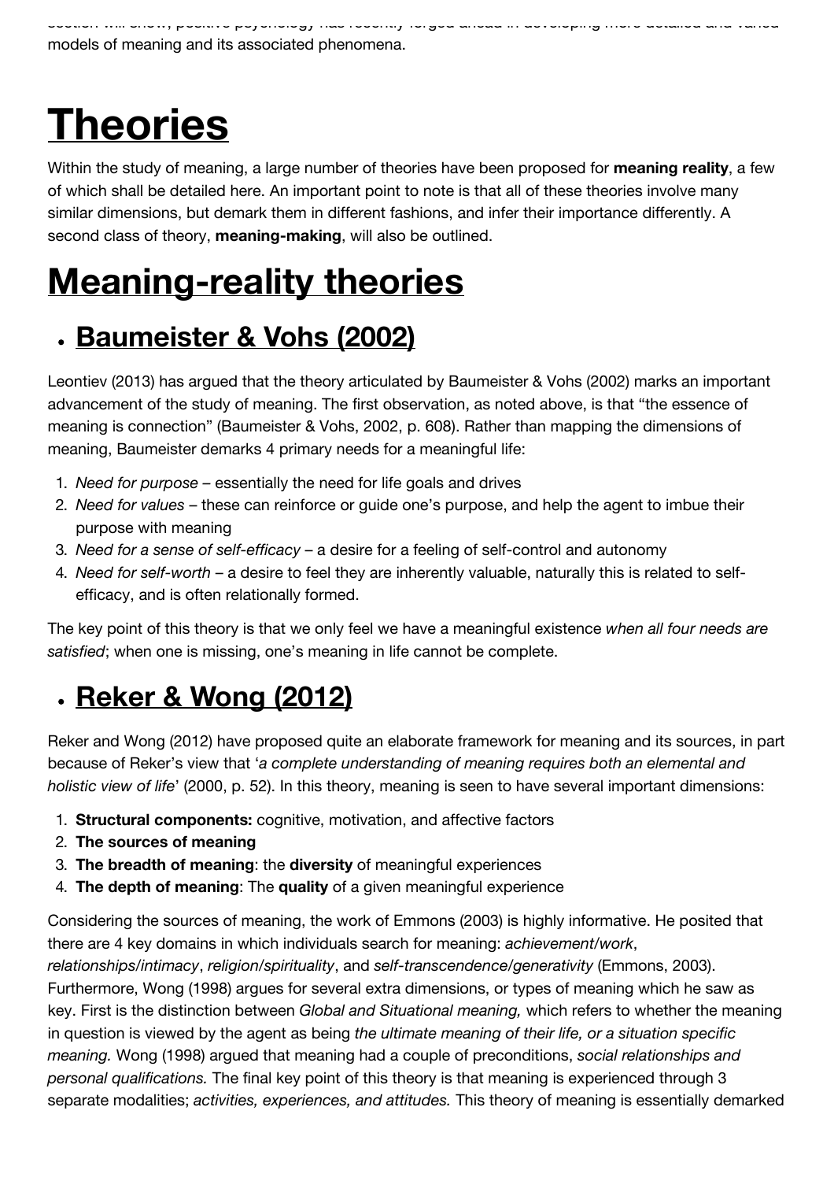models of meaning and its associated phenomena.

# Theories

Within the study of meaning, a large number of theories have been proposed for **meaning reality**, a few of which shall be detailed here. An important point to note is that all of these theories involve many similar dimensions, but demark them in different fashions, and infer their importance differently. A second class of theory, **meaning-making**, will also be outlined.

# Meaning-reality theories

## • Baumeister & Vohs (2002)

Leontiev (2013) has argued that the theory articulated by Baumeister & Vohs (2002) marks an important advancement of the study of meaning. The first observation, as noted above, is that "the essence of meaning is connection" (Baumeister & Vohs, 2002, p. 608). Rather than mapping the dimensions of meaning, Baumeister demarks 4 primary needs for a meaningful life:

1. *Need for purpose* – essentially the need for life goals and drives
2. *Need for values* – these can reinforce or guide one's purpose, and help the agent to imbue their purpose with meaning
3. *Need for a sense of self-efficacy* – a desire for a feeling of self-control and autonomy
4. *Need for self-worth* – a desire to feel they are inherently valuable, naturally this is related to self-efficacy, and is often relationally formed.

The key point of this theory is that we only feel we have a meaningful existence *when all four needs are satisfied*; when one is missing, one's meaning in life cannot be complete.

## • Reker & Wong (2012)

Reker and Wong (2012) have proposed quite an elaborate framework for meaning and its sources, in part because of Reker's view that '*a complete understanding of meaning requires both an elemental and holistic view of life*' (2000, p. 52). In this theory, meaning is seen to have several important dimensions:

1. **Structural components:** cognitive, motivation, and affective factors
2. **The sources of meaning**
3. **The breadth of meaning**: the **diversity** of meaningful experiences
4. **The depth of meaning**: The **quality** of a given meaningful experience

Considering the sources of meaning, the work of Emmons (2003) is highly informative. He posited that there are 4 key domains in which individuals search for meaning: *achievement/work*, *relationships/intimacy*, *religion/spirituality*, and *self-transcendence/generativity* (Emmons, 2003). Furthermore, Wong (1998) argues for several extra dimensions, or types of meaning which he saw as key. First is the distinction between *Global and Situational meaning,* which refers to whether the meaning in question is viewed by the agent as being *the ultimate meaning of their life, or a situation specific meaning.* Wong (1998) argued that meaning had a couple of preconditions, *social relationships and personal qualifications.* The final key point of this theory is that meaning is experienced through 3 separate modalities; *activities, experiences, and attitudes.* This theory of meaning is essentially demarked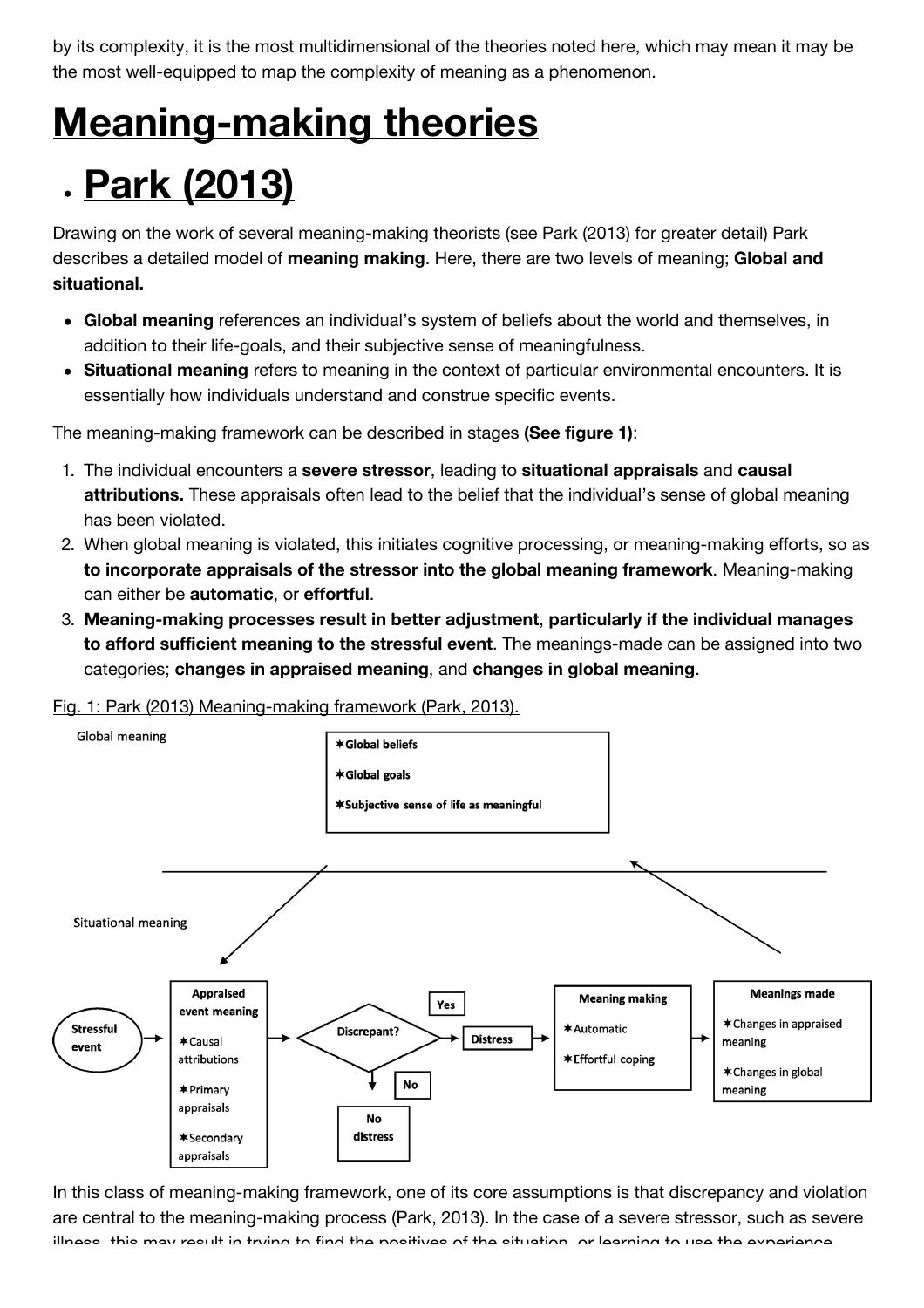by its complexity, it is the most multidimensional of the theories noted here, which may mean it may be the most well-equipped to map the complexity of meaning as a phenomenon.

# Meaning-making theories

## Park (2013)

Drawing on the work of several meaning-making theorists (see Park (2013) for greater detail) Park describes a detailed model of **meaning making**. Here, there are two levels of meaning; **Global and situational.**

- **Global meaning** references an individual's system of beliefs about the world and themselves, in addition to their life-goals, and their subjective sense of meaningfulness.
- **Situational meaning** refers to meaning in the context of particular environmental encounters. It is essentially how individuals understand and construe specific events.

The meaning-making framework can be described in stages **(See figure 1)**:

1. The individual encounters a **severe stressor**, leading to **situational appraisals** and **causal attributions.** These appraisals often lead to the belief that the individual's sense of global meaning has been violated.
2. When global meaning is violated, this initiates cognitive processing, or meaning-making efforts, so as **to incorporate appraisals of the stressor into the global meaning framework**. Meaning-making can either be **automatic**, or **effortful**.
3. **Meaning-making processes result in better adjustment**, **particularly if the individual manages to afford sufficient meaning to the stressful event**. The meanings-made can be assigned into two categories; **changes in appraised meaning**, and **changes in global meaning**.

Fig. 1: Park (2013) Meaning-making framework (Park, 2013).

Global meaning
- ✶Global beliefs
- ✶Global goals
- ✶Subjective sense of life as meaningful

Situational meaning

Stressful event → Appraised event meaning (✶Causal attributions, ✶Primary appraisals, ✶Secondary appraisals) → Discrepant? → Yes → Distress → Meaning making (✶Automatic, ✶Effortful coping) → Meanings made (✶Changes in appraised meaning, ✶Changes in global meaning)

Discrepant? → No → No distress

In this class of meaning-making framework, one of its core assumptions is that discrepancy and violation are central to the meaning-making process (Park, 2013). In the case of a severe stressor, such as severe illness, this may result in trying to find the positives of the situation, or learning to use the experience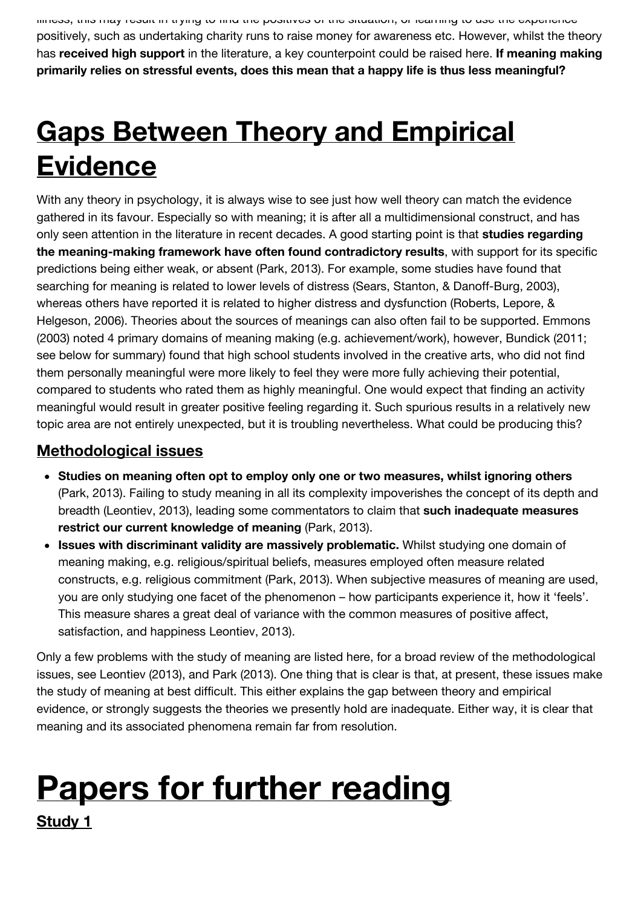illness, this may result in trying to find the positives of the situation, or learning to use the experience positively, such as undertaking charity runs to raise money for awareness etc. However, whilst the theory has **received high support** in the literature, a key counterpoint could be raised here. **If meaning making primarily relies on stressful events, does this mean that a happy life is thus less meaningful?**

# Gaps Between Theory and Empirical Evidence

With any theory in psychology, it is always wise to see just how well theory can match the evidence gathered in its favour. Especially so with meaning; it is after all a multidimensional construct, and has only seen attention in the literature in recent decades. A good starting point is that **studies regarding the meaning-making framework have often found contradictory results**, with support for its specific predictions being either weak, or absent (Park, 2013). For example, some studies have found that searching for meaning is related to lower levels of distress (Sears, Stanton, & Danoff-Burg, 2003), whereas others have reported it is related to higher distress and dysfunction (Roberts, Lepore, & Helgeson, 2006). Theories about the sources of meanings can also often fail to be supported. Emmons (2003) noted 4 primary domains of meaning making (e.g. achievement/work), however, Bundick (2011; see below for summary) found that high school students involved in the creative arts, who did not find them personally meaningful were more likely to feel they were more fully achieving their potential, compared to students who rated them as highly meaningful. One would expect that finding an activity meaningful would result in greater positive feeling regarding it. Such spurious results in a relatively new topic area are not entirely unexpected, but it is troubling nevertheless. What could be producing this?

## Methodological issues

- **Studies on meaning often opt to employ only one or two measures, whilst ignoring others** (Park, 2013). Failing to study meaning in all its complexity impoverishes the concept of its depth and breadth (Leontiev, 2013), leading some commentators to claim that **such inadequate measures restrict our current knowledge of meaning** (Park, 2013).
- **Issues with discriminant validity are massively problematic.** Whilst studying one domain of meaning making, e.g. religious/spiritual beliefs, measures employed often measure related constructs, e.g. religious commitment (Park, 2013). When subjective measures of meaning are used, you are only studying one facet of the phenomenon – how participants experience it, how it 'feels'. This measure shares a great deal of variance with the common measures of positive affect, satisfaction, and happiness Leontiev, 2013).

Only a few problems with the study of meaning are listed here, for a broad review of the methodological issues, see Leontiev (2013), and Park (2013). One thing that is clear is that, at present, these issues make the study of meaning at best difficult. This either explains the gap between theory and empirical evidence, or strongly suggests the theories we presently hold are inadequate. Either way, it is clear that meaning and its associated phenomena remain far from resolution.

# Papers for further reading

## Study 1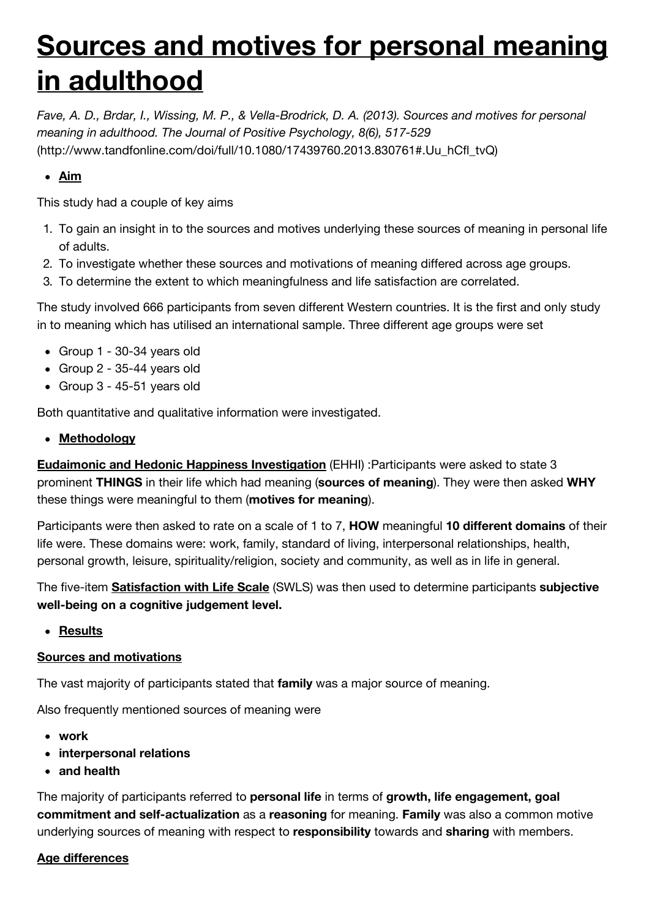# [Sources and motives for personal meaning in adulthood](#)

*Fave, A. D., Brdar, I., Wissing, M. P., & Vella-Brodrick, D. A. (2013). Sources and motives for personal meaning in adulthood. The Journal of Positive Psychology, 8(6), 517-529* (http://www.tandfonline.com/doi/full/10.1080/17439760.2013.830761#.Uu_hCfl_tvQ)

- **<u>Aim</u>**

This study had a couple of key aims

1. To gain an insight in to the sources and motives underlying these sources of meaning in personal life of adults.
2. To investigate whether these sources and motivations of meaning differed across age groups.
3. To determine the extent to which meaningfulness and life satisfaction are correlated.

The study involved 666 participants from seven different Western countries. It is the first and only study in to meaning which has utilised an international sample. Three different age groups were set

- Group 1 - 30-34 years old
- Group 2 - 35-44 years old
- Group 3 - 45-51 years old

Both quantitative and qualitative information were investigated.

- **<u>Methodology</u>**

**<u>Eudaimonic and Hedonic Happiness Investigation</u>** (EHHI) :Participants were asked to state 3 prominent **THINGS** in their life which had meaning (**sources of meaning**). They were then asked **WHY** these things were meaningful to them (**motives for meaning**).

Participants were then asked to rate on a scale of 1 to 7, **HOW** meaningful **10 different domains** of their life were. These domains were: work, family, standard of living, interpersonal relationships, health, personal growth, leisure, spirituality/religion, society and community, as well as in life in general.

The five-item **<u>Satisfaction with Life Scale</u>** (SWLS) was then used to determine participants **subjective well-being on a cognitive judgement level.**

- **<u>Results</u>**

**<u>Sources and motivations</u>**

The vast majority of participants stated that **family** was a major source of meaning.

Also frequently mentioned sources of meaning were

- **work**
- **interpersonal relations**
- **and health**

The majority of participants referred to **personal life** in terms of **growth, life engagement, goal commitment and self-actualization** as a **reasoning** for meaning. **Family** was also a common motive underlying sources of meaning with respect to **responsibility** towards and **sharing** with members.

**<u>Age differences</u>**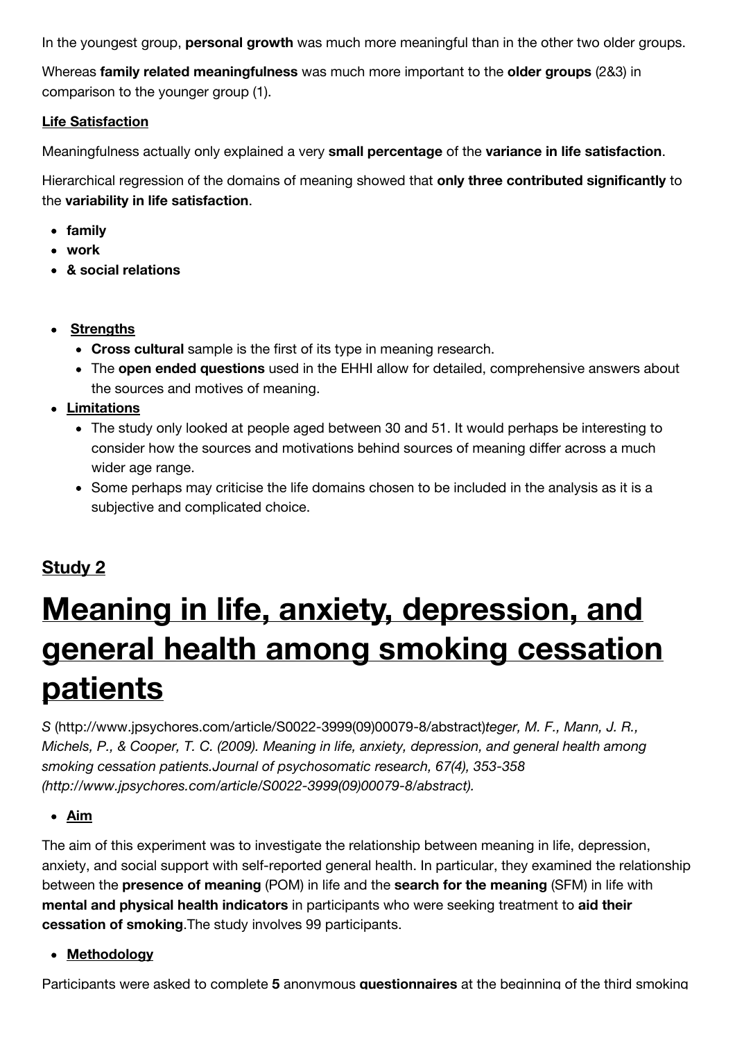In the youngest group, **personal growth** was much more meaningful than in the other two older groups.

Whereas **family related meaningfulness** was much more important to the **older groups** (2&3) in comparison to the younger group (1).

**Life Satisfaction**

Meaningfulness actually only explained a very **small percentage** of the **variance in life satisfaction**.

Hierarchical regression of the domains of meaning showed that **only three contributed significantly** to the **variability in life satisfaction**.

- **family**
- **work**
- **& social relations**

- **Strengths**
  - **Cross cultural** sample is the first of its type in meaning research.
  - The **open ended questions** used in the EHHI allow for detailed, comprehensive answers about the sources and motives of meaning.
- **Limitations**
  - The study only looked at people aged between 30 and 51. It would perhaps be interesting to consider how the sources and motivations behind sources of meaning differ across a much wider age range.
  - Some perhaps may criticise the life domains chosen to be included in the analysis as it is a subjective and complicated choice.

## Study 2

# Meaning in life, anxiety, depression, and general health among smoking cessation patients

*S* (http://www.jpsychores.com/article/S0022-3999(09)00079-8/abstract)*teger, M. F., Mann, J. R., Michels, P., & Cooper, T. C. (2009). Meaning in life, anxiety, depression, and general health among smoking cessation patients.Journal of psychosomatic research, 67(4), 353-358 (http://www.jpsychores.com/article/S0022-3999(09)00079-8/abstract).*

- **Aim**

The aim of this experiment was to investigate the relationship between meaning in life, depression, anxiety, and social support with self-reported general health. In particular, they examined the relationship between the **presence of meaning** (POM) in life and the **search for the meaning** (SFM) in life with **mental and physical health indicators** in participants who were seeking treatment to **aid their cessation of smoking**.The study involves 99 participants.

- **Methodology**

Participants were asked to complete **5** anonymous **questionnaires** at the beginning of the third smoking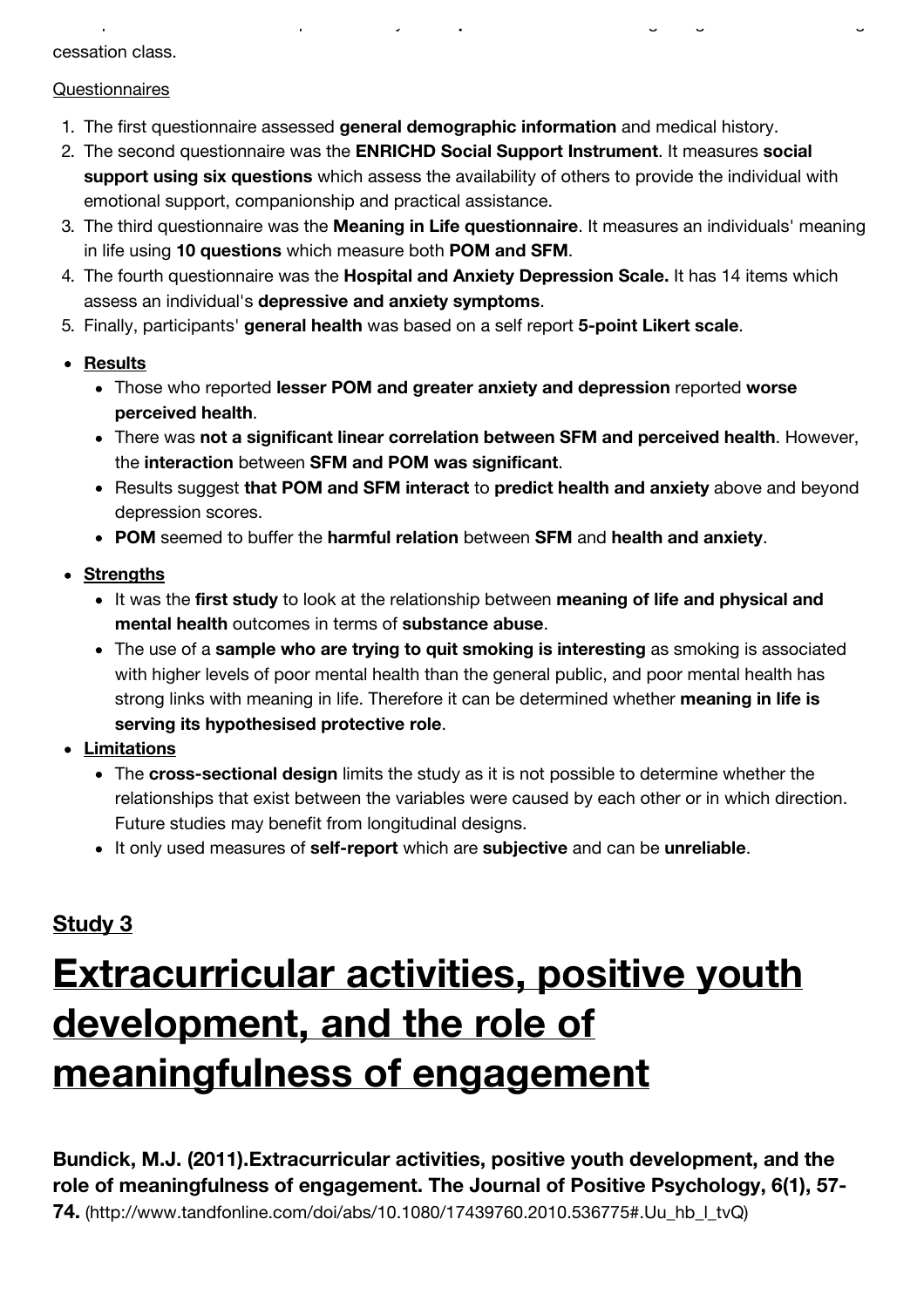cessation class.

Questionnaires

1. The first questionnaire assessed **general demographic information** and medical history.
2. The second questionnaire was the **ENRICHD Social Support Instrument**. It measures **social support using six questions** which assess the availability of others to provide the individual with emotional support, companionship and practical assistance.
3. The third questionnaire was the **Meaning in Life questionnaire**. It measures an individuals' meaning in life using **10 questions** which measure both **POM and SFM**.
4. The fourth questionnaire was the **Hospital and Anxiety Depression Scale.** It has 14 items which assess an individual's **depressive and anxiety symptoms**.
5. Finally, participants' **general health** was based on a self report **5-point Likert scale**.

- **Results**
  - Those who reported **lesser POM and greater anxiety and depression** reported **worse perceived health**.
  - There was **not a significant linear correlation between SFM and perceived health**. However, the **interaction** between **SFM and POM was significant**.
  - Results suggest **that POM and SFM interact** to **predict health and anxiety** above and beyond depression scores.
  - **POM** seemed to buffer the **harmful relation** between **SFM** and **health and anxiety**.
- **Strengths**
  - It was the **first study** to look at the relationship between **meaning of life and physical and mental health** outcomes in terms of **substance abuse**.
  - The use of a **sample who are trying to quit smoking is interesting** as smoking is associated with higher levels of poor mental health than the general public, and poor mental health has strong links with meaning in life. Therefore it can be determined whether **meaning in life is serving its hypothesised protective role**.
- **Limitations**
  - The **cross-sectional design** limits the study as it is not possible to determine whether the relationships that exist between the variables were caused by each other or in which direction. Future studies may benefit from longitudinal designs.
  - It only used measures of **self-report** which are **subjective** and can be **unreliable**.

## Study 3

# Extracurricular activities, positive youth development, and the role of meaningfulness of engagement

**Bundick, M.J. (2011).Extracurricular activities, positive youth development, and the role of meaningfulness of engagement. The Journal of Positive Psychology, 6(1), 57-74.** (http://www.tandfonline.com/doi/abs/10.1080/17439760.2010.536775#.Uu_hb_l_tvQ)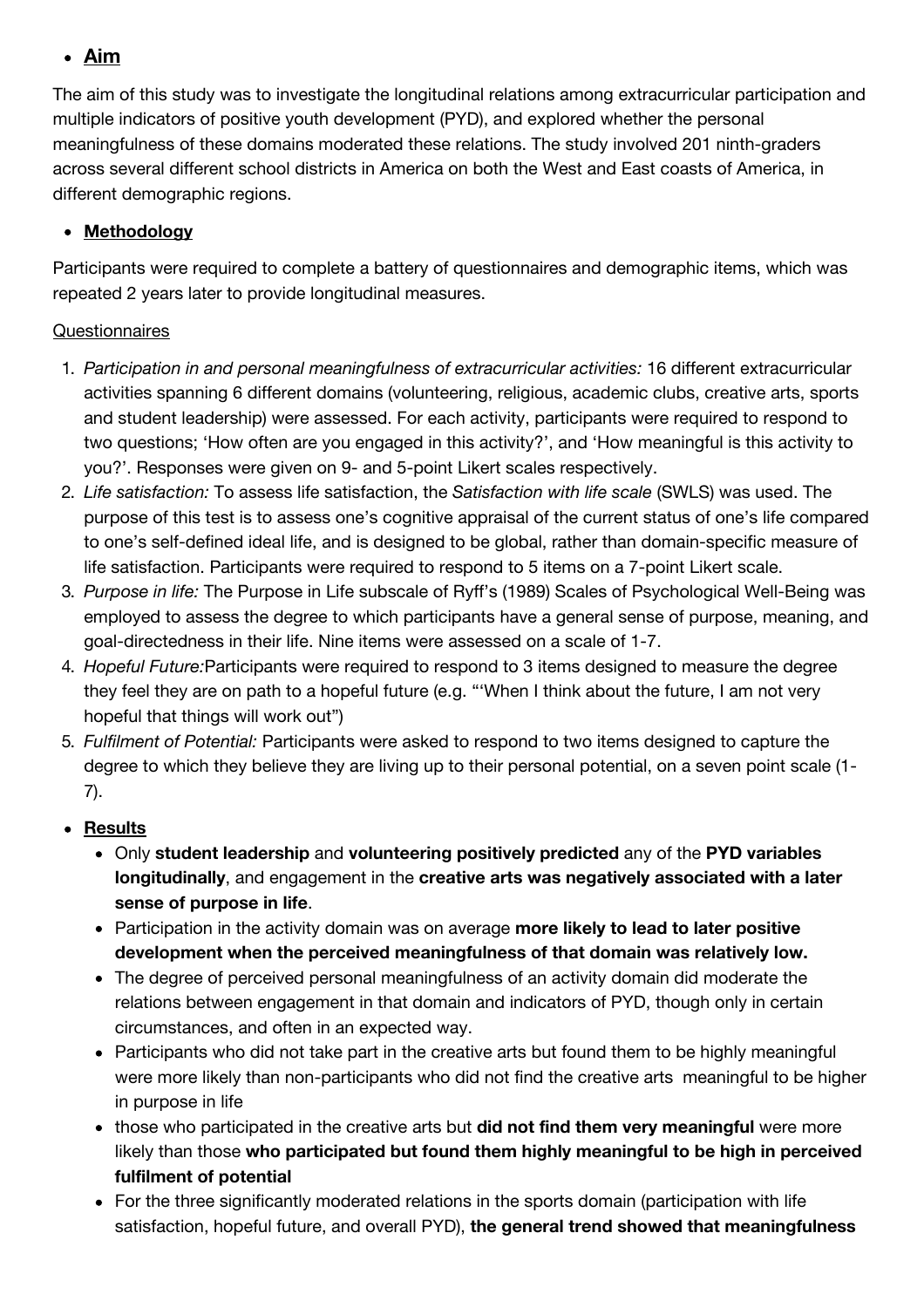- **Aim**

The aim of this study was to investigate the longitudinal relations among extracurricular participation and multiple indicators of positive youth development (PYD), and explored whether the personal meaningfulness of these domains moderated these relations. The study involved 201 ninth-graders across several different school districts in America on both the West and East coasts of America, in different demographic regions.

- **Methodology**

Participants were required to complete a battery of questionnaires and demographic items, which was repeated 2 years later to provide longitudinal measures.

Questionnaires

1. *Participation in and personal meaningfulness of extracurricular activities:* 16 different extracurricular activities spanning 6 different domains (volunteering, religious, academic clubs, creative arts, sports and student leadership) were assessed. For each activity, participants were required to respond to two questions; 'How often are you engaged in this activity?', and 'How meaningful is this activity to you?'. Responses were given on 9- and 5-point Likert scales respectively.
2. *Life satisfaction:* To assess life satisfaction, the *Satisfaction with life scale* (SWLS) was used. The purpose of this test is to assess one's cognitive appraisal of the current status of one's life compared to one's self-defined ideal life, and is designed to be global, rather than domain-specific measure of life satisfaction. Participants were required to respond to 5 items on a 7-point Likert scale.
3. *Purpose in life:* The Purpose in Life subscale of Ryff's (1989) Scales of Psychological Well-Being was employed to assess the degree to which participants have a general sense of purpose, meaning, and goal-directedness in their life. Nine items were assessed on a scale of 1-7.
4. *Hopeful Future:*Participants were required to respond to 3 items designed to measure the degree they feel they are on path to a hopeful future (e.g. "'When I think about the future, I am not very hopeful that things will work out")
5. *Fulfilment of Potential:* Participants were asked to respond to two items designed to capture the degree to which they believe they are living up to their personal potential, on a seven point scale (1-7).

- **Results**
  - Only **student leadership** and **volunteering positively predicted** any of the **PYD variables longitudinally**, and engagement in the **creative arts was negatively associated with a later sense of purpose in life**.
  - Participation in the activity domain was on average **more likely to lead to later positive development when the perceived meaningfulness of that domain was relatively low.**
  - The degree of perceived personal meaningfulness of an activity domain did moderate the relations between engagement in that domain and indicators of PYD, though only in certain circumstances, and often in an expected way.
  - Participants who did not take part in the creative arts but found them to be highly meaningful were more likely than non-participants who did not find the creative arts meaningful to be higher in purpose in life
  - those who participated in the creative arts but **did not find them very meaningful** were more likely than those **who participated but found them highly meaningful to be high in perceived fulfilment of potential**
  - For the three significantly moderated relations in the sports domain (participation with life satisfaction, hopeful future, and overall PYD), **the general trend showed that meaningfulness**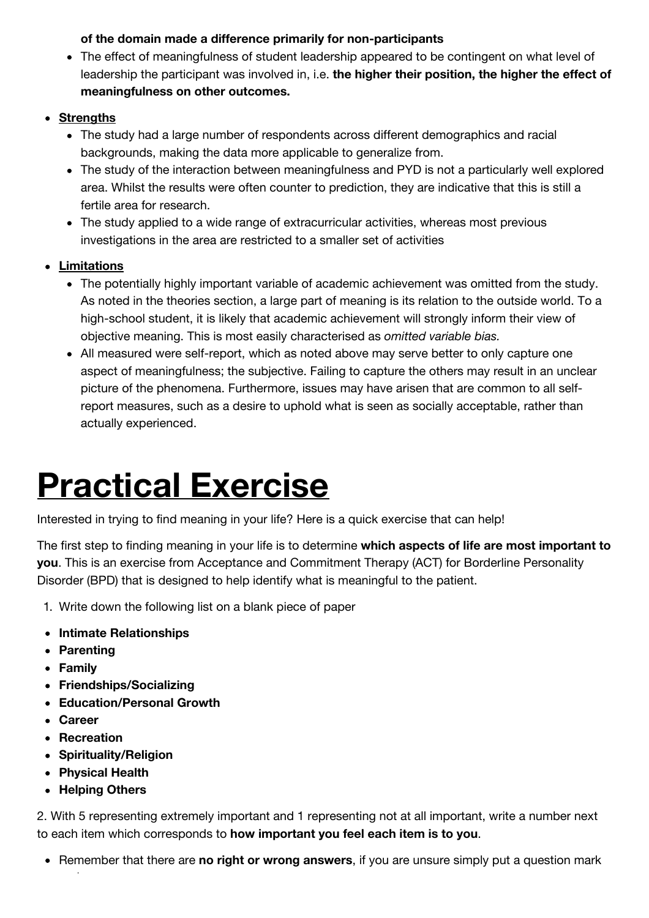- **of the domain made a difference primarily for non-participants**
  - The effect of meaningfulness of student leadership appeared to be contingent on what level of leadership the participant was involved in, i.e. **the higher their position, the higher the effect of meaningfulness on other outcomes.**

- **Strengths**
  - The study had a large number of respondents across different demographics and racial backgrounds, making the data more applicable to generalize from.
  - The study of the interaction between meaningfulness and PYD is not a particularly well explored area. Whilst the results were often counter to prediction, they are indicative that this is still a fertile area for research.
  - The study applied to a wide range of extracurricular activities, whereas most previous investigations in the area are restricted to a smaller set of activities

- **Limitations**
  - The potentially highly important variable of academic achievement was omitted from the study. As noted in the theories section, a large part of meaning is its relation to the outside world. To a high-school student, it is likely that academic achievement will strongly inform their view of objective meaning. This is most easily characterised as *omitted variable bias.*
  - All measured were self-report, which as noted above may serve better to only capture one aspect of meaningfulness; the subjective. Failing to capture the others may result in an unclear picture of the phenomena. Furthermore, issues may have arisen that are common to all self-report measures, such as a desire to uphold what is seen as socially acceptable, rather than actually experienced.

# Practical Exercise

Interested in trying to find meaning in your life? Here is a quick exercise that can help!

The first step to finding meaning in your life is to determine **which aspects of life are most important to you**. This is an exercise from Acceptance and Commitment Therapy (ACT) for Borderline Personality Disorder (BPD) that is designed to help identify what is meaningful to the patient.

1. Write down the following list on a blank piece of paper

- **Intimate Relationships**
- **Parenting**
- **Family**
- **Friendships/Socializing**
- **Education/Personal Growth**
- **Career**
- **Recreation**
- **Spirituality/Religion**
- **Physical Health**
- **Helping Others**

2. With 5 representing extremely important and 1 representing not at all important, write a number next to each item which corresponds to **how important you feel each item is to you**.

- Remember that there are **no right or wrong answers**, if you are unsure simply put a question mark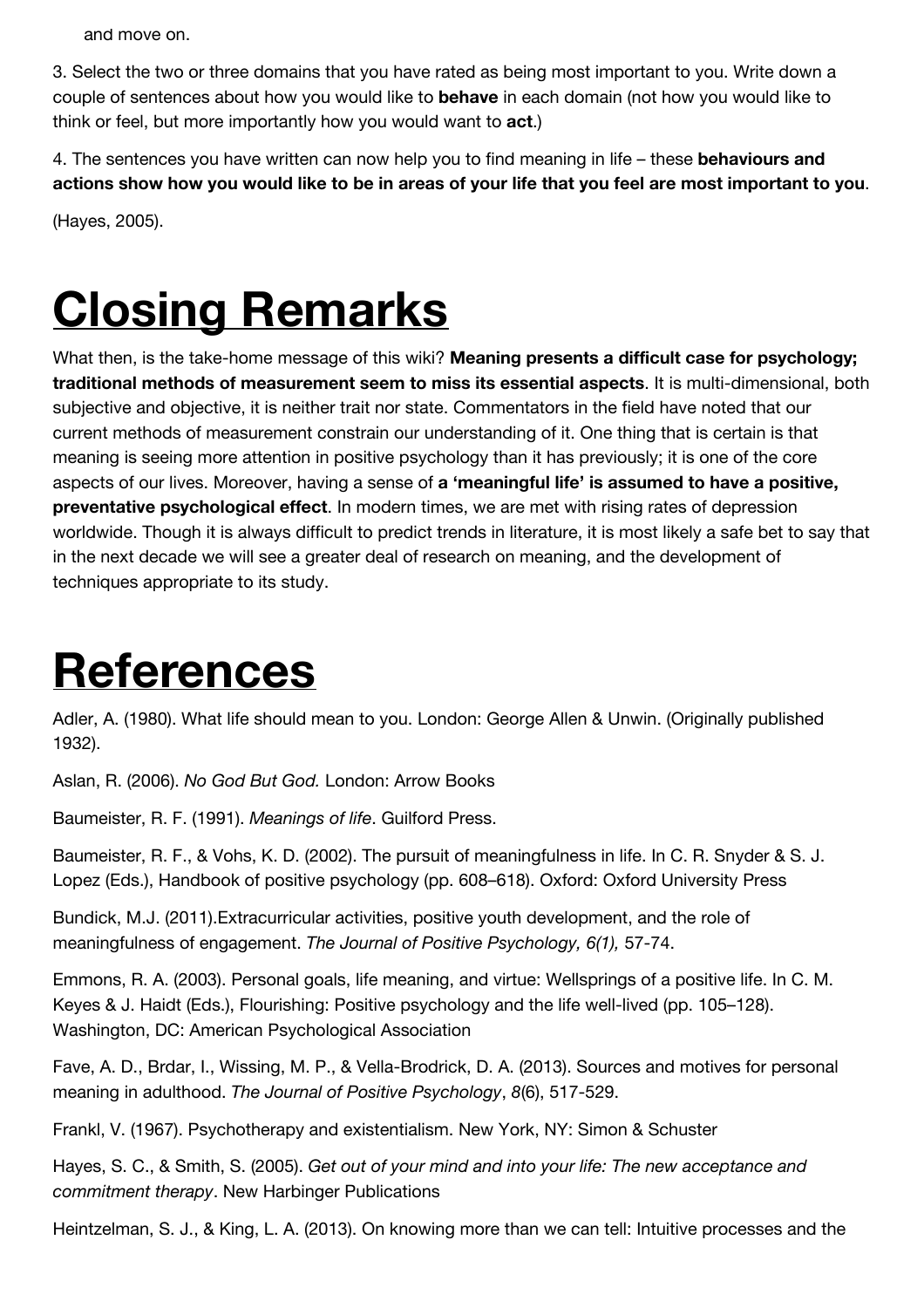and move on.

3. Select the two or three domains that you have rated as being most important to you. Write down a couple of sentences about how you would like to **behave** in each domain (not how you would like to think or feel, but more importantly how you would want to **act**.)

4. The sentences you have written can now help you to find meaning in life – these **behaviours and actions show how you would like to be in areas of your life that you feel are most important to you**.

(Hayes, 2005).

# Closing Remarks

What then, is the take-home message of this wiki? **Meaning presents a difficult case for psychology; traditional methods of measurement seem to miss its essential aspects**. It is multi-dimensional, both subjective and objective, it is neither trait nor state. Commentators in the field have noted that our current methods of measurement constrain our understanding of it. One thing that is certain is that meaning is seeing more attention in positive psychology than it has previously; it is one of the core aspects of our lives. Moreover, having a sense of **a 'meaningful life' is assumed to have a positive, preventative psychological effect**. In modern times, we are met with rising rates of depression worldwide. Though it is always difficult to predict trends in literature, it is most likely a safe bet to say that in the next decade we will see a greater deal of research on meaning, and the development of techniques appropriate to its study.

# References

Adler, A. (1980). What life should mean to you. London: George Allen & Unwin. (Originally published 1932).

Aslan, R. (2006). *No God But God.* London: Arrow Books

Baumeister, R. F. (1991). *Meanings of life*. Guilford Press.

Baumeister, R. F., & Vohs, K. D. (2002). The pursuit of meaningfulness in life. In C. R. Snyder & S. J. Lopez (Eds.), Handbook of positive psychology (pp. 608–618). Oxford: Oxford University Press

Bundick, M.J. (2011).Extracurricular activities, positive youth development, and the role of meaningfulness of engagement. *The Journal of Positive Psychology, 6(1),* 57-74.

Emmons, R. A. (2003). Personal goals, life meaning, and virtue: Wellsprings of a positive life. In C. M. Keyes & J. Haidt (Eds.), Flourishing: Positive psychology and the life well-lived (pp. 105–128). Washington, DC: American Psychological Association

Fave, A. D., Brdar, I., Wissing, M. P., & Vella-Brodrick, D. A. (2013). Sources and motives for personal meaning in adulthood. *The Journal of Positive Psychology*, *8*(6), 517-529.

Frankl, V. (1967). Psychotherapy and existentialism. New York, NY: Simon & Schuster

Hayes, S. C., & Smith, S. (2005). *Get out of your mind and into your life: The new acceptance and commitment therapy*. New Harbinger Publications

Heintzelman, S. J., & King, L. A. (2013). On knowing more than we can tell: Intuitive processes and the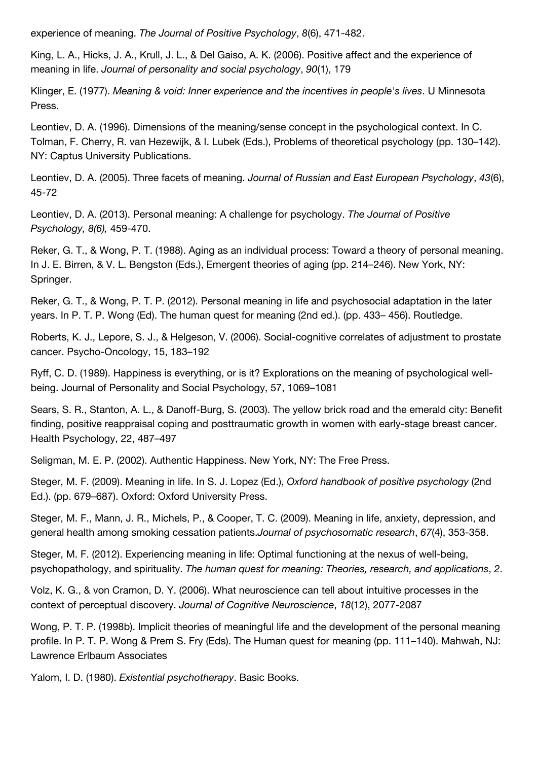experience of meaning. *The Journal of Positive Psychology*, *8*(6), 471-482.

King, L. A., Hicks, J. A., Krull, J. L., & Del Gaiso, A. K. (2006). Positive affect and the experience of meaning in life. *Journal of personality and social psychology*, *90*(1), 179

Klinger, E. (1977). *Meaning & void: Inner experience and the incentives in people's lives*. U Minnesota Press.

Leontiev, D. A. (1996). Dimensions of the meaning/sense concept in the psychological context. In C. Tolman, F. Cherry, R. van Hezewijk, & I. Lubek (Eds.), Problems of theoretical psychology (pp. 130–142). NY: Captus University Publications.

Leontiev, D. A. (2005). Three facets of meaning. *Journal of Russian and East European Psychology*, *43*(6), 45-72

Leontiev, D. A. (2013). Personal meaning: A challenge for psychology. *The Journal of Positive Psychology, 8(6),* 459-470.

Reker, G. T., & Wong, P. T. (1988). Aging as an individual process: Toward a theory of personal meaning. In J. E. Birren, & V. L. Bengston (Eds.), Emergent theories of aging (pp. 214–246). New York, NY: Springer.

Reker, G. T., & Wong, P. T. P. (2012). Personal meaning in life and psychosocial adaptation in the later years. In P. T. P. Wong (Ed). The human quest for meaning (2nd ed.). (pp. 433– 456). Routledge.

Roberts, K. J., Lepore, S. J., & Helgeson, V. (2006). Social-cognitive correlates of adjustment to prostate cancer. Psycho-Oncology, 15, 183–192

Ryff, C. D. (1989). Happiness is everything, or is it? Explorations on the meaning of psychological well-being. Journal of Personality and Social Psychology, 57, 1069–1081

Sears, S. R., Stanton, A. L., & Danoff-Burg, S. (2003). The yellow brick road and the emerald city: Benefit finding, positive reappraisal coping and posttraumatic growth in women with early-stage breast cancer. Health Psychology, 22, 487–497

Seligman, M. E. P. (2002). Authentic Happiness. New York, NY: The Free Press.

Steger, M. F. (2009). Meaning in life. In S. J. Lopez (Ed.), *Oxford handbook of positive psychology* (2nd Ed.). (pp. 679–687). Oxford: Oxford University Press.

Steger, M. F., Mann, J. R., Michels, P., & Cooper, T. C. (2009). Meaning in life, anxiety, depression, and general health among smoking cessation patients.*Journal of psychosomatic research*, *67*(4), 353-358.

Steger, M. F. (2012). Experiencing meaning in life: Optimal functioning at the nexus of well-being, psychopathology, and spirituality. *The human quest for meaning: Theories, research, and applications*, *2*.

Volz, K. G., & von Cramon, D. Y. (2006). What neuroscience can tell about intuitive processes in the context of perceptual discovery. *Journal of Cognitive Neuroscience*, *18*(12), 2077-2087

Wong, P. T. P. (1998b). Implicit theories of meaningful life and the development of the personal meaning profile. In P. T. P. Wong & Prem S. Fry (Eds). The Human quest for meaning (pp. 111–140). Mahwah, NJ: Lawrence Erlbaum Associates

Yalom, I. D. (1980). *Existential psychotherapy*. Basic Books.